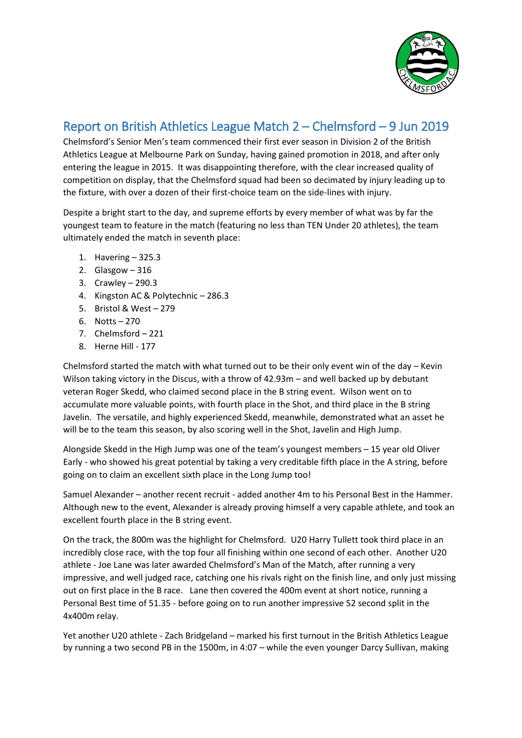# Report on British Athletics League Match 2 – Chelmsford – 9 Jun 2019

Chelmsford's Senior Men's team commenced their first ever season in Division 2 of the British Athletics League at Melbourne Park on Sunday, having gained promotion in 2018, and after only entering the league in 2015. It was disappointing therefore, with the clear increased quality of competition on display, that the Chelmsford squad had been so decimated by injury leading up to the fixture, with over a dozen of their first-choice team on the side-lines with injury.

Despite a bright start to the day, and supreme efforts by every member of what was by far the youngest team to feature in the match (featuring no less than TEN Under 20 athletes), the team ultimately ended the match in seventh place:

1. Havering – 325.3
2. Glasgow – 316
3. Crawley – 290.3
4. Kingston AC & Polytechnic – 286.3
5. Bristol & West – 279
6. Notts – 270
7. Chelmsford – 221
8. Herne Hill - 177

Chelmsford started the match with what turned out to be their only event win of the day – Kevin Wilson taking victory in the Discus, with a throw of 42.93m – and well backed up by debutant veteran Roger Skedd, who claimed second place in the B string event. Wilson went on to accumulate more valuable points, with fourth place in the Shot, and third place in the B string Javelin. The versatile, and highly experienced Skedd, meanwhile, demonstrated what an asset he will be to the team this season, by also scoring well in the Shot, Javelin and High Jump.

Alongside Skedd in the High Jump was one of the team's youngest members – 15 year old Oliver Early - who showed his great potential by taking a very creditable fifth place in the A string, before going on to claim an excellent sixth place in the Long Jump too!

Samuel Alexander – another recent recruit - added another 4m to his Personal Best in the Hammer. Although new to the event, Alexander is already proving himself a very capable athlete, and took an excellent fourth place in the B string event.

On the track, the 800m was the highlight for Chelmsford. U20 Harry Tullett took third place in an incredibly close race, with the top four all finishing within one second of each other. Another U20 athlete - Joe Lane was later awarded Chelmsford's Man of the Match, after running a very impressive, and well judged race, catching one his rivals right on the finish line, and only just missing out on first place in the B race. Lane then covered the 400m event at short notice, running a Personal Best time of 51.35 - before going on to run another impressive 52 second split in the 4x400m relay.

Yet another U20 athlete - Zach Bridgeland – marked his first turnout in the British Athletics League by running a two second PB in the 1500m, in 4:07 – while the even younger Darcy Sullivan, making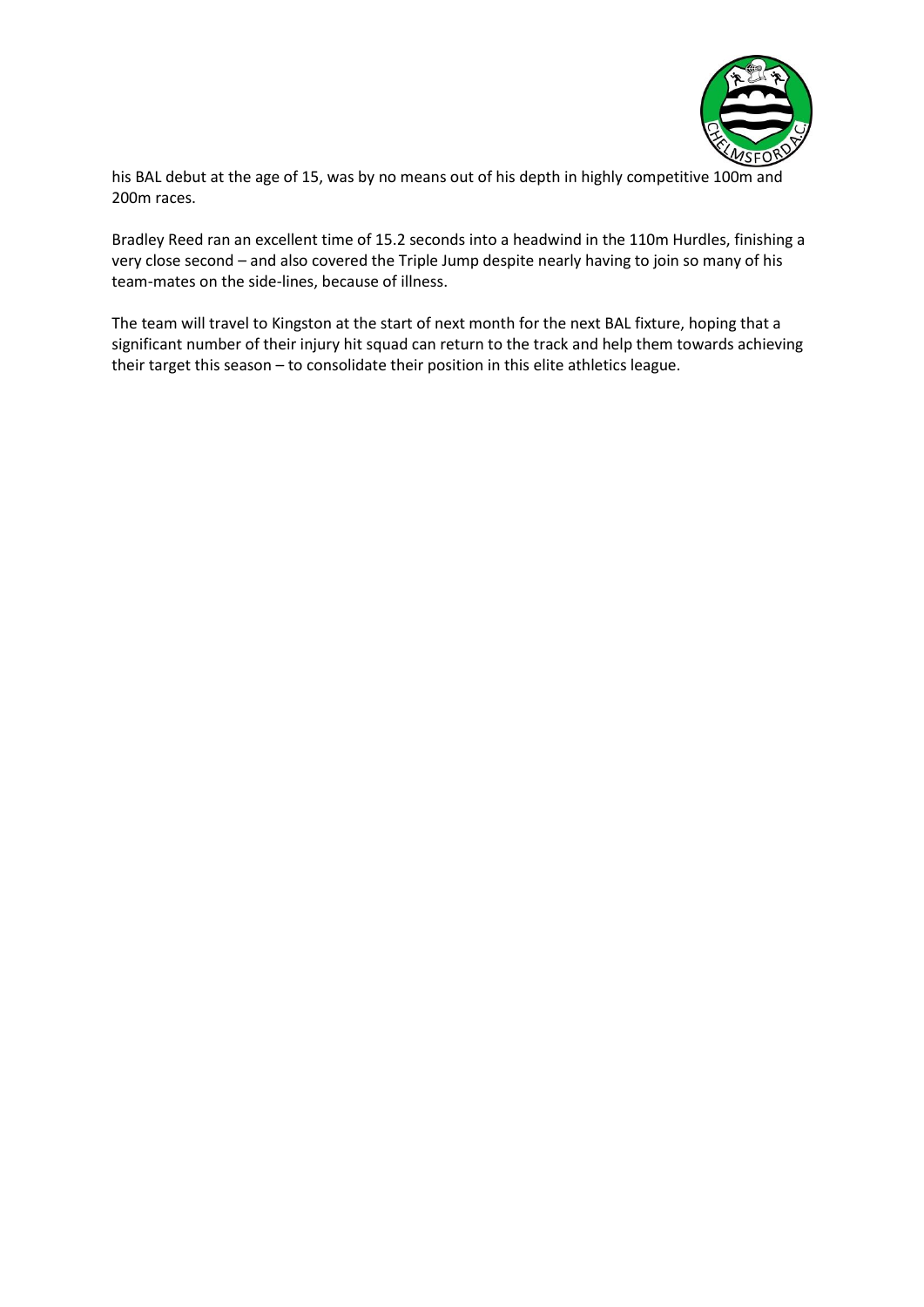his BAL debut at the age of 15, was by no means out of his depth in highly competitive 100m and 200m races.

Bradley Reed ran an excellent time of 15.2 seconds into a headwind in the 110m Hurdles, finishing a very close second – and also covered the Triple Jump despite nearly having to join so many of his team-mates on the side-lines, because of illness.

The team will travel to Kingston at the start of next month for the next BAL fixture, hoping that a significant number of their injury hit squad can return to the track and help them towards achieving their target this season – to consolidate their position in this elite athletics league.